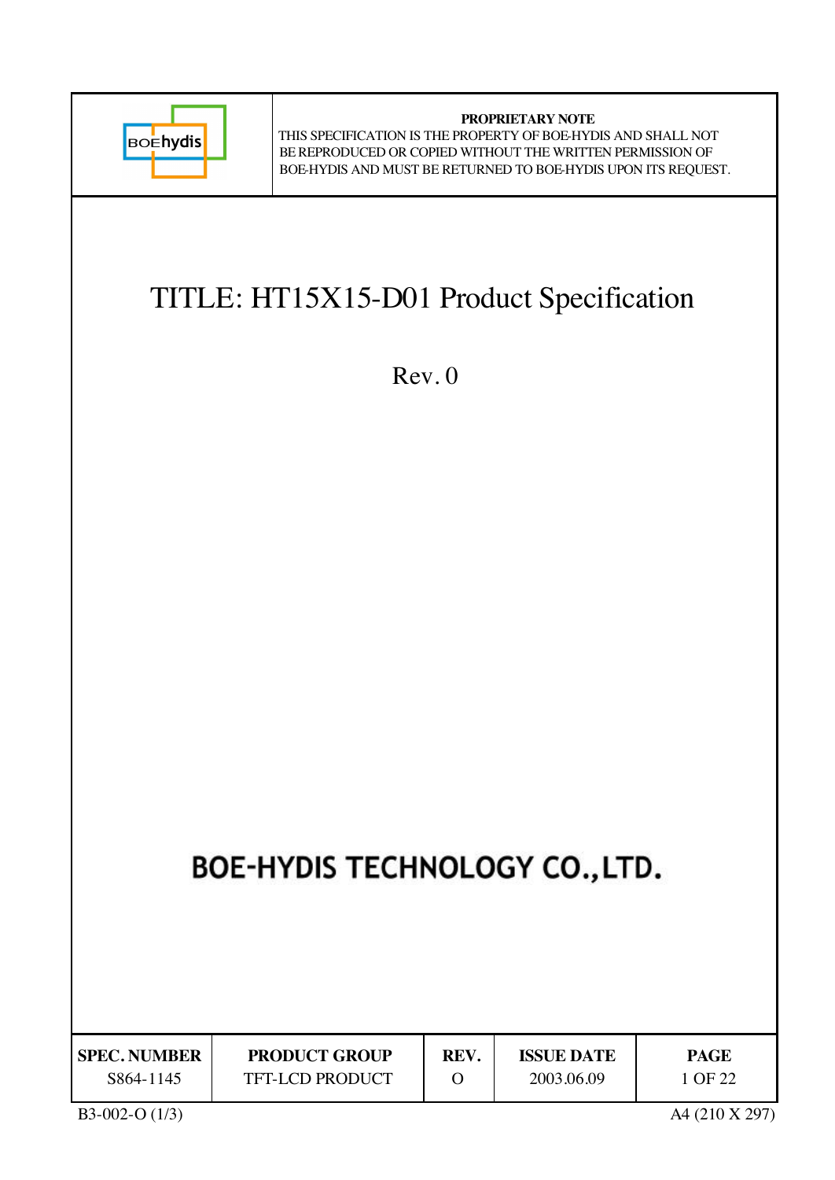**PROPRIETARY NOTE**

THIS SPECIFICATION IS THE PROPERTY OF BOE-HYDIS AND SHALL NOT BE REPRODUCED OR COPIED WITHOUT THE WRITTEN PERMISSION OF BOE-HYDIS AND MUST BE RETURNED TO BOE-HYDIS UPON ITS REQUEST.

# TITLE: HT15X15-D01 Product Specification

Rev. 0

## BOE-HYDIS TECHNOLOGY CO.,LTD.

| SPEC. NUMBER | PRODUCT GROUP | REV. | ISSUE DATE | PAGE |
|---|---|---|---|---|
| S864-1145 | TFT-LCD PRODUCT | O | 2003.06.09 | 1 OF 22 |

B3-002-O (1/3)

A4 (210 X 297)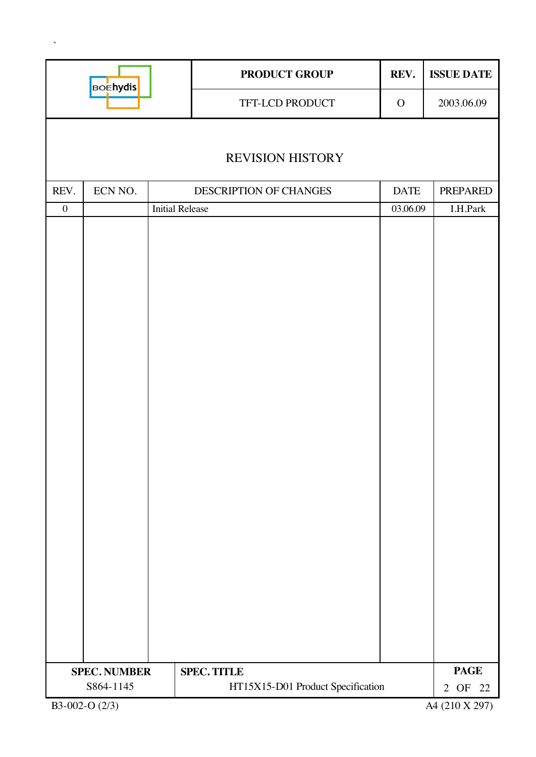# REVISION HISTORY

| REV. | ECN NO. | DESCRIPTION OF CHANGES | DATE | PREPARED |
|---|---|---|---|---|
| 0 | | Initial Release | 03.06.09 | I.H.Park |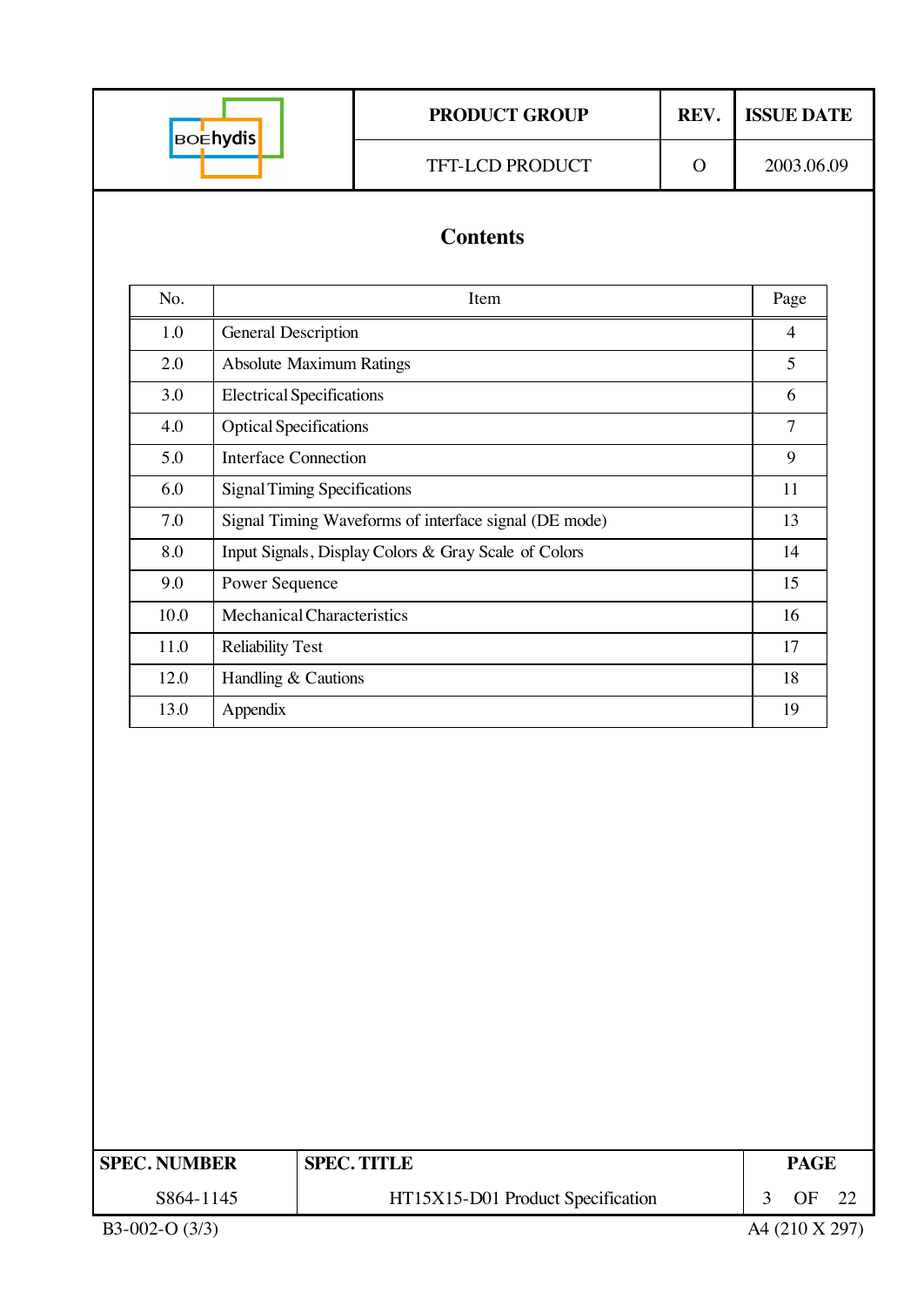# Contents

| No. | Item | Page |
|---|---|---|
| 1.0 | General Description | 4 |
| 2.0 | Absolute Maximum Ratings | 5 |
| 3.0 | Electrical Specifications | 6 |
| 4.0 | Optical Specifications | 7 |
| 5.0 | Interface Connection | 9 |
| 6.0 | Signal Timing Specifications | 11 |
| 7.0 | Signal Timing Waveforms of interface signal (DE mode) | 13 |
| 8.0 | Input Signals, Display Colors & Gray Scale of Colors | 14 |
| 9.0 | Power Sequence | 15 |
| 10.0 | Mechanical Characteristics | 16 |
| 11.0 | Reliability Test | 17 |
| 12.0 | Handling & Cautions | 18 |
| 13.0 | Appendix | 19 |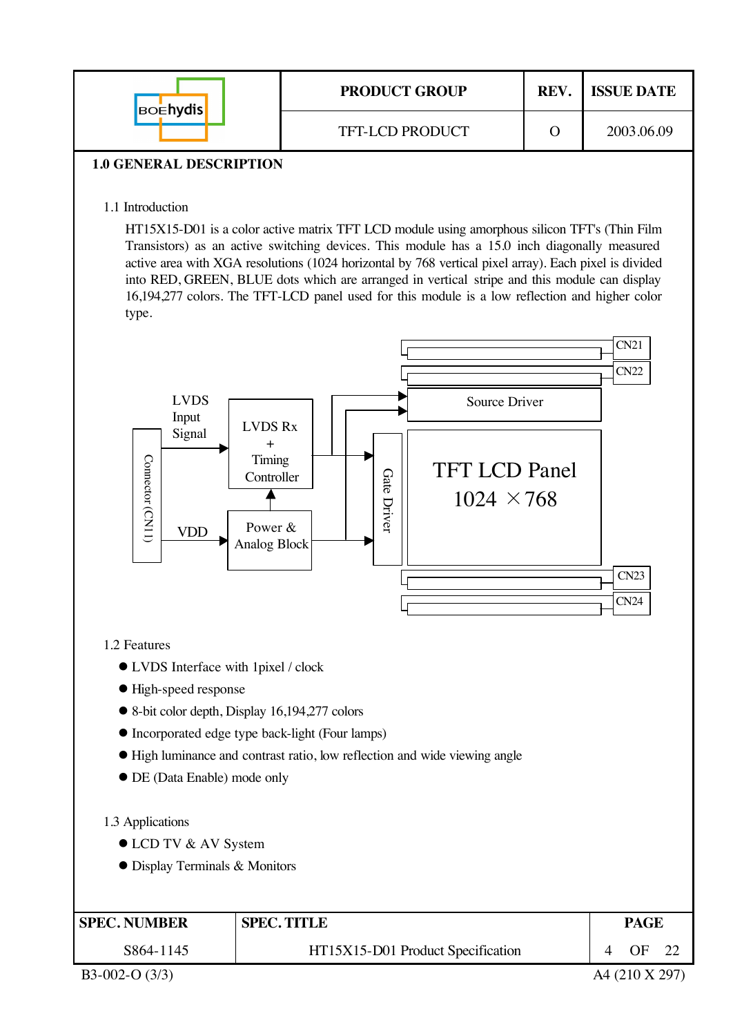## 1.0 GENERAL DESCRIPTION

### 1.1 Introduction

HT15X15-D01 is a color active matrix TFT LCD module using amorphous silicon TFT's (Thin Film Transistors) as an active switching devices. This module has a 15.0 inch diagonally measured active area with XGA resolutions (1024 horizontal by 768 vertical pixel array). Each pixel is divided into RED, GREEN, BLUE dots which are arranged in vertical stripe and this module can display 16,194,277 colors. The TFT-LCD panel used for this module is a low reflection and higher color type.

### 1.2 Features

- LVDS Interface with 1pixel / clock
- High-speed response
- 8-bit color depth, Display 16,194,277 colors
- Incorporated edge type back-light (Four lamps)
- High luminance and contrast ratio, low reflection and wide viewing angle
- DE (Data Enable) mode only

### 1.3 Applications

- LCD TV & AV System
- Display Terminals & Monitors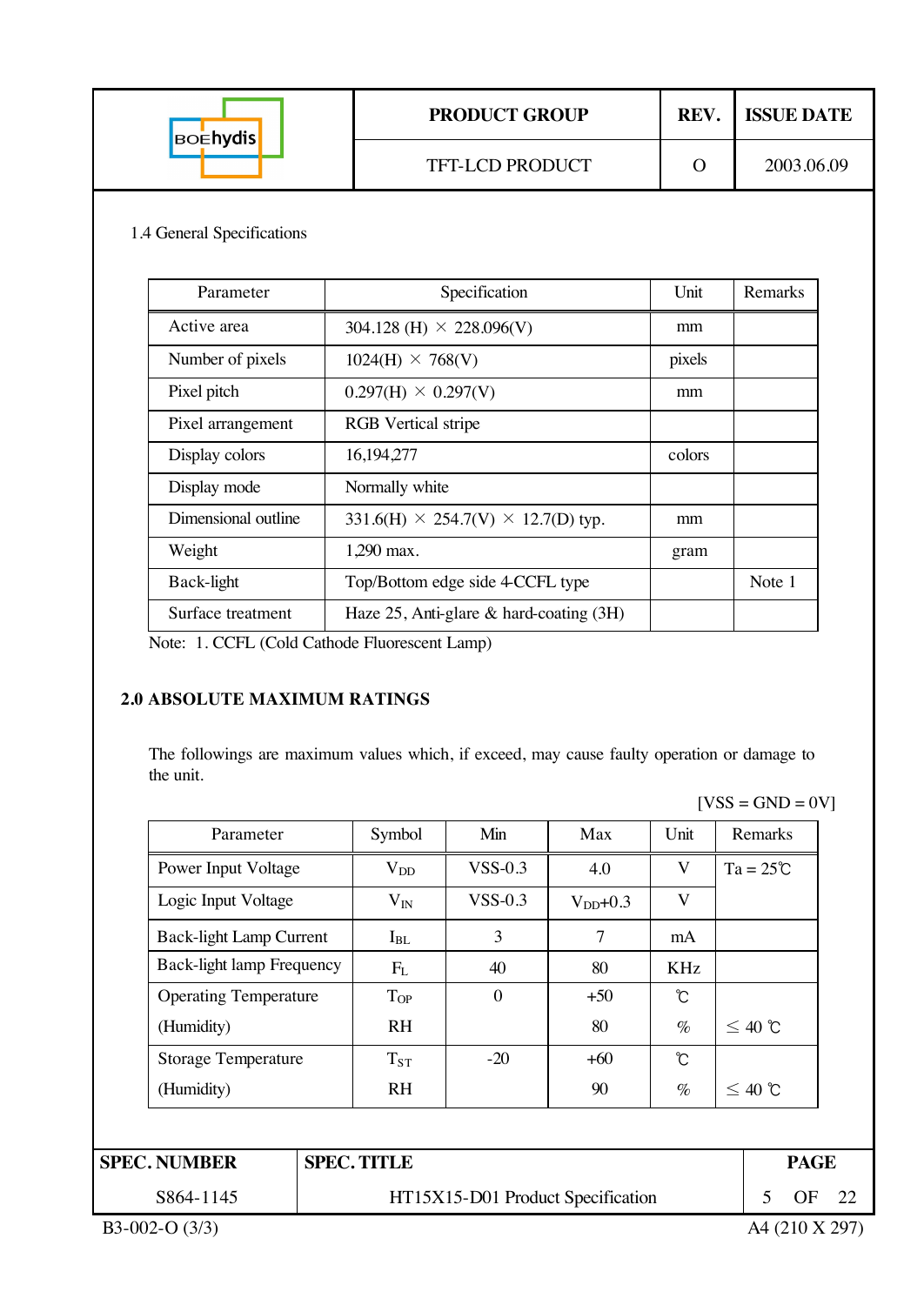### 1.4 General Specifications

| Parameter | Specification | Unit | Remarks |
|---|---|---|---|
| Active area | 304.128 (H) × 228.096(V) | mm | |
| Number of pixels | 1024(H) × 768(V) | pixels | |
| Pixel pitch | 0.297(H) × 0.297(V) | mm | |
| Pixel arrangement | RGB Vertical stripe | | |
| Display colors | 16,194,277 | colors | |
| Display mode | Normally white | | |
| Dimensional outline | 331.6(H) × 254.7(V) × 12.7(D) typ. | mm | |
| Weight | 1,290 max. | gram | |
| Back-light | Top/Bottom edge side 4-CCFL type | | Note 1 |
| Surface treatment | Haze 25, Anti-glare & hard-coating (3H) | | |

Note: 1. CCFL (Cold Cathode Fluorescent Lamp)

## 2.0 ABSOLUTE MAXIMUM RATINGS

The followings are maximum values which, if exceed, may cause faulty operation or damage to the unit.

[VSS = GND = 0V]

| Parameter | Symbol | Min | Max | Unit | Remarks |
|---|---|---|---|---|---|
| Power Input Voltage | $V_{DD}$ | VSS-0.3 | 4.0 | V | Ta = 25℃ |
| Logic Input Voltage | $V_{IN}$ | VSS-0.3 | $V_{DD}$+0.3 | V | |
| Back-light Lamp Current | $I_{BL}$ | 3 | 7 | mA | |
| Back-light lamp Frequency | $F_L$ | 40 | 80 | KHz | |
| Operating Temperature | $T_{OP}$ | 0 | +50 | ℃ | |
| (Humidity) | RH | | 80 | % | ≤ 40 ℃ |
| Storage Temperature | $T_{ST}$ | -20 | +60 | ℃ | |
| (Humidity) | RH | | 90 | % | ≤ 40 ℃ |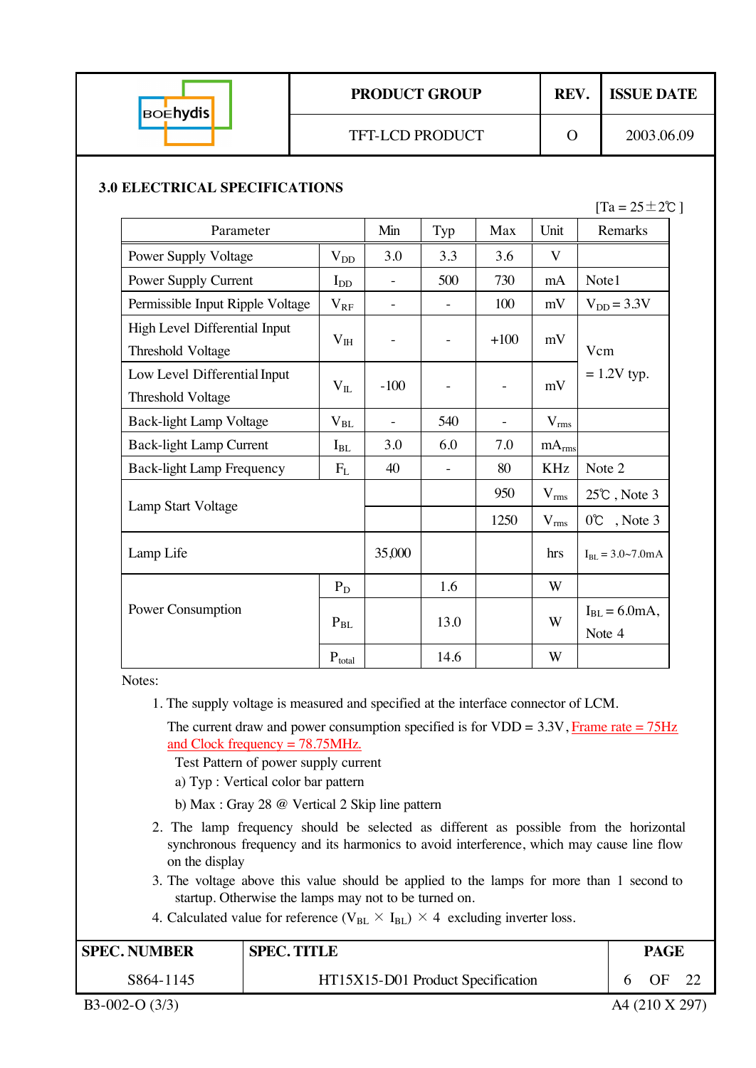## 3.0 ELECTRICAL SPECIFICATIONS

[Ta = 25±2℃ ]

| Parameter | | Min | Typ | Max | Unit | Remarks |
|---|---|---|---|---|---|---|
| Power Supply Voltage | $V_{DD}$ | 3.0 | 3.3 | 3.6 | V | |
| Power Supply Current | $I_{DD}$ | - | 500 | 730 | mA | Note1 |
| Permissible Input Ripple Voltage | $V_{RF}$ | - | - | 100 | mV | $V_{DD}$ = 3.3V |
| High Level Differential Input Threshold Voltage | $V_{IH}$ | - | - | +100 | mV | Vcm = 1.2V typ. |
| Low Level Differential Input Threshold Voltage | $V_{IL}$ | -100 | - | - | mV | |
| Back-light Lamp Voltage | $V_{BL}$ | - | 540 | - | $V_{rms}$ | |
| Back-light Lamp Current | $I_{BL}$ | 3.0 | 6.0 | 7.0 | $mA_{rms}$ | |
| Back-light Lamp Frequency | $F_L$ | 40 | - | 80 | KHz | Note 2 |
| Lamp Start Voltage | | | | 950 | $V_{rms}$ | 25℃ , Note 3 |
| | | | | 1250 | $V_{rms}$ | 0℃ , Note 3 |
| Lamp Life | | 35,000 | | | hrs | $I_{BL}$ = 3.0~7.0mA |
| Power Consumption | $P_D$ | | 1.6 | | W | |
| | $P_{BL}$ | | 13.0 | | W | $I_{BL}$ = 6.0mA, Note 4 |
| | $P_{total}$ | | 14.6 | | W | |

Notes:

1. The supply voltage is measured and specified at the interface connector of LCM.
   The current draw and power consumption specified is for VDD = 3.3V, Frame rate = 75Hz and Clock frequency = 78.75MHz.
   Test Pattern of power supply current
   a) Typ : Vertical color bar pattern
   b) Max : Gray 28 @ Vertical 2 Skip line pattern
2. The lamp frequency should be selected as different as possible from the horizontal synchronous frequency and its harmonics to avoid interference, which may cause line flow on the display
3. The voltage above this value should be applied to the lamps for more than 1 second to startup. Otherwise the lamps may not to be turned on.
4. Calculated value for reference ($V_{BL}$ × $I_{BL}$) × 4 excluding inverter loss.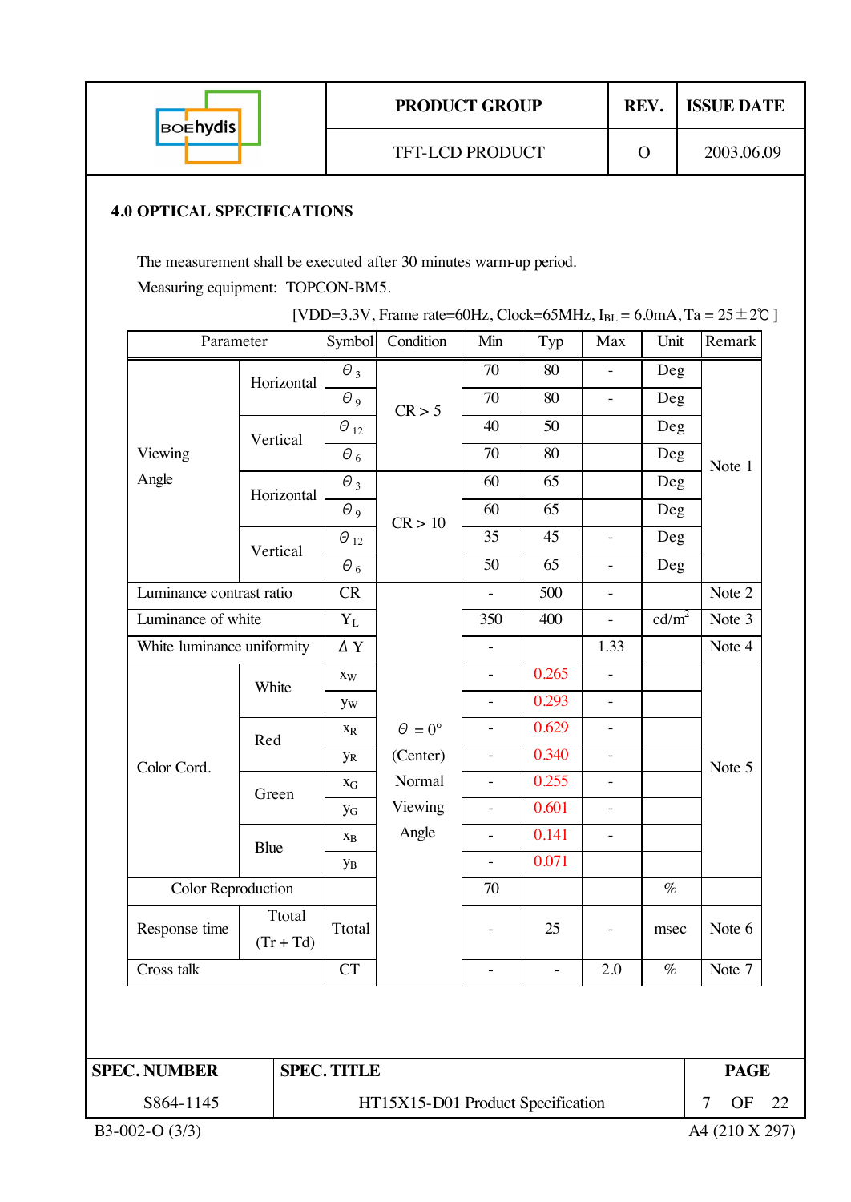## 4.0 OPTICAL SPECIFICATIONS

The measurement shall be executed after 30 minutes warm-up period.

Measuring equipment: TOPCON-BM5.

[VDD=3.3V, Frame rate=60Hz, Clock=65MHz, $I_{BL}$ = 6.0mA, Ta = 25±2℃ ]

| Parameter | | Symbol | Condition | Min | Typ | Max | Unit | Remark |
|---|---|---|---|---|---|---|---|---|
| Viewing Angle | Horizontal | $\theta_3$ | CR > 5 | 70 | 80 | - | Deg | Note 1 |
| | | $\theta_9$ | | 70 | 80 | - | Deg | |
| | Vertical | $\theta_{12}$ | | 40 | 50 | | Deg | |
| | | $\theta_6$ | | 70 | 80 | | Deg | |
| | Horizontal | $\theta_3$ | CR > 10 | 60 | 65 | | Deg | |
| | | $\theta_9$ | | 60 | 65 | | Deg | |
| | Vertical | $\theta_{12}$ | | 35 | 45 | - | Deg | |
| | | $\theta_6$ | | 50 | 65 | - | Deg | |
| Luminance contrast ratio | | CR | $\theta$ = 0° (Center) Normal Viewing Angle | - | 500 | - | | Note 2 |
| Luminance of white | | $Y_L$ | | 350 | 400 | - | cd/m$^2$ | Note 3 |
| White luminance uniformity | | Δ Y | | - | | 1.33 | | Note 4 |
| Color Cord. | White | $x_W$ | | - | 0.265 | - | | Note 5 |
| | | $y_W$ | | - | 0.293 | - | | |
| | Red | $x_R$ | | - | 0.629 | - | | |
| | | $y_R$ | | - | 0.340 | - | | |
| | Green | $x_G$ | | - | 0.255 | - | | |
| | | $y_G$ | | - | 0.601 | - | | |
| | Blue | $x_B$ | | - | 0.141 | - | | |
| | | $y_B$ | | - | 0.071 | | | |
| Color Reproduction | | | | 70 | | | % | |
| Response time | Ttotal (Tr + Td) | Ttotal | | - | 25 | - | msec | Note 6 |
| Cross talk | | CT | | - | - | 2.0 | % | Note 7 |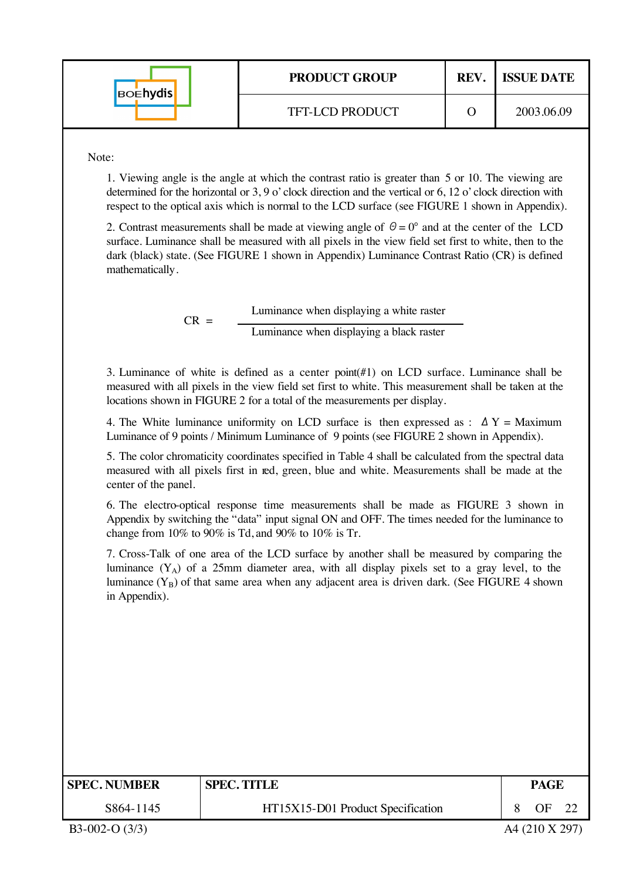Note:

1. Viewing angle is the angle at which the contrast ratio is greater than 5 or 10. The viewing are determined for the horizontal or 3, 9 o' clock direction and the vertical or 6, 12 o' clock direction with respect to the optical axis which is normal to the LCD surface (see FIGURE 1 shown in Appendix).

2. Contrast measurements shall be made at viewing angle of $\Theta = 0°$ and at the center of the LCD surface. Luminance shall be measured with all pixels in the view field set first to white, then to the dark (black) state. (See FIGURE 1 shown in Appendix) Luminance Contrast Ratio (CR) is defined mathematically.

$$CR = \frac{\text{Luminance when displaying a white raster}}{\text{Luminance when displaying a black raster}}$$

3. Luminance of white is defined as a center point(#1) on LCD surface. Luminance shall be measured with all pixels in the view field set first to white. This measurement shall be taken at the locations shown in FIGURE 2 for a total of the measurements per display.

4. The White luminance uniformity on LCD surface is then expressed as : $\Delta Y$ = Maximum Luminance of 9 points / Minimum Luminance of 9 points (see FIGURE 2 shown in Appendix).

5. The color chromaticity coordinates specified in Table 4 shall be calculated from the spectral data measured with all pixels first in red, green, blue and white. Measurements shall be made at the center of the panel.

6. The electro-optical response time measurements shall be made as FIGURE 3 shown in Appendix by switching the "data" input signal ON and OFF. The times needed for the luminance to change from 10% to 90% is Td, and 90% to 10% is Tr.

7. Cross-Talk of one area of the LCD surface by another shall be measured by comparing the luminance ($Y_A$) of a 25mm diameter area, with all display pixels set to a gray level, to the luminance ($Y_B$) of that same area when any adjacent area is driven dark. (See FIGURE 4 shown in Appendix).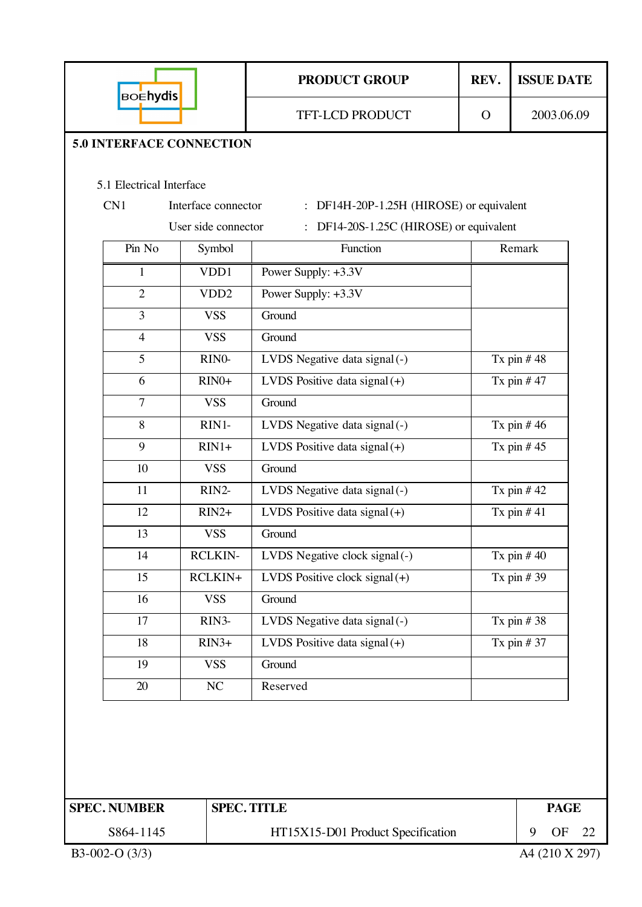## 5.0 INTERFACE CONNECTION

5.1 Electrical Interface

CN1 Interface connector : DF14H-20P-1.25H (HIROSE) or equivalent

User side connector : DF14-20S-1.25C (HIROSE) or equivalent

| Pin No | Symbol | Function | Remark |
|---|---|---|---|
| 1 | VDD1 | Power Supply: +3.3V | |
| 2 | VDD2 | Power Supply: +3.3V | |
| 3 | VSS | Ground | |
| 4 | VSS | Ground | |
| 5 | RIN0- | LVDS Negative data signal (-) | Tx pin # 48 |
| 6 | RIN0+ | LVDS Positive data signal (+) | Tx pin # 47 |
| 7 | VSS | Ground | |
| 8 | RIN1- | LVDS Negative data signal (-) | Tx pin # 46 |
| 9 | RIN1+ | LVDS Positive data signal (+) | Tx pin # 45 |
| 10 | VSS | Ground | |
| 11 | RIN2- | LVDS Negative data signal (-) | Tx pin # 42 |
| 12 | RIN2+ | LVDS Positive data signal (+) | Tx pin # 41 |
| 13 | VSS | Ground | |
| 14 | RCLKIN- | LVDS Negative clock signal (-) | Tx pin # 40 |
| 15 | RCLKIN+ | LVDS Positive clock signal (+) | Tx pin # 39 |
| 16 | VSS | Ground | |
| 17 | RIN3- | LVDS Negative data signal (-) | Tx pin # 38 |
| 18 | RIN3+ | LVDS Positive data signal (+) | Tx pin # 37 |
| 19 | VSS | Ground | |
| 20 | NC | Reserved | |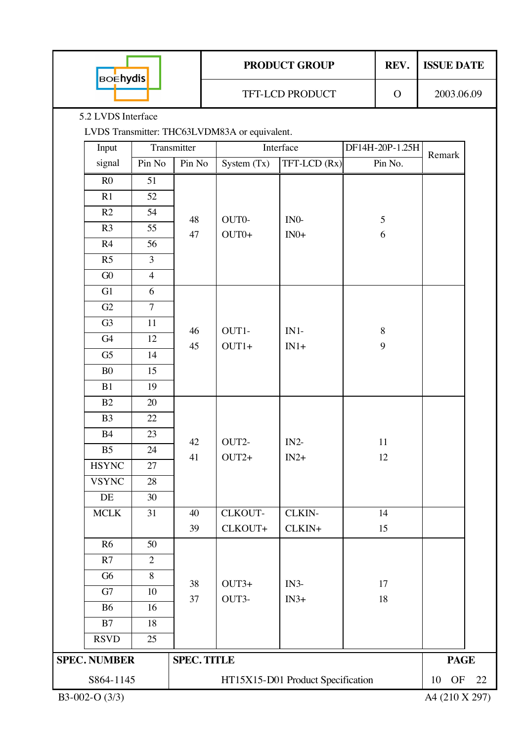5.2 LVDS Interface

LVDS Transmitter: THC63LVDM83A or equivalent.

| Input signal | Transmitter Pin No | Transmitter Pin No | Interface System (Tx) | Interface TFT-LCD (Rx) | DF14H-20P-1.25H Pin No. | Remark |
|---|---|---|---|---|---|---|
| R0 | 51 | 48<br>47 | OUT0-<br>OUT0+ | IN0-<br>IN0+ | 5<br>6 | |
| R1 | 52 | | | | | |
| R2 | 54 | | | | | |
| R3 | 55 | | | | | |
| R4 | 56 | | | | | |
| R5 | 3 | | | | | |
| G0 | 4 | | | | | |
| G1 | 6 | 46<br>45 | OUT1-<br>OUT1+ | IN1-<br>IN1+ | 8<br>9 | |
| G2 | 7 | | | | | |
| G3 | 11 | | | | | |
| G4 | 12 | | | | | |
| G5 | 14 | | | | | |
| B0 | 15 | | | | | |
| B1 | 19 | | | | | |
| B2 | 20 | 42<br>41 | OUT2-<br>OUT2+ | IN2-<br>IN2+ | 11<br>12 | |
| B3 | 22 | | | | | |
| B4 | 23 | | | | | |
| B5 | 24 | | | | | |
| HSYNC | 27 | | | | | |
| VSYNC | 28 | | | | | |
| DE | 30 | | | | | |
| MCLK | 31 | 40<br>39 | CLKOUT-<br>CLKOUT+ | CLKIN-<br>CLKIN+ | 14<br>15 | |
| R6 | 50 | 38<br>37 | OUT3+<br>OUT3- | IN3-<br>IN3+ | 17<br>18 | |
| R7 | 2 | | | | | |
| G6 | 8 | | | | | |
| G7 | 10 | | | | | |
| B6 | 16 | | | | | |
| B7 | 18 | | | | | |
| RSVD | 25 | | | | | |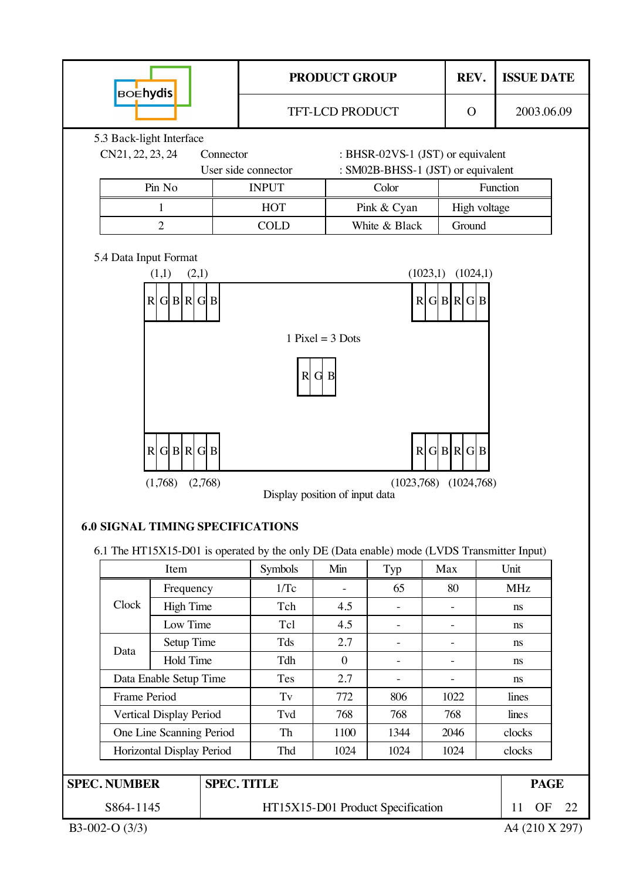5.3 Back-light Interface

CN21, 22, 23, 24 Connector : BHSR-02VS-1 (JST) or equivalent

User side connector : SM02B-BHSS-1 (JST) or equivalent

| Pin No | INPUT | Color | Function |
|---|---|---|---|
| 1 | HOT | Pink & Cyan | High voltage |
| 2 | COLD | White & Black | Ground |

5.4 Data Input Format

(1,1) (2,1) (1023,1) (1024,1)

R G B R G B ... R G B R G B

1 Pixel = 3 Dots

R G B

R G B R G B ... R G B R G B

(1,768) (2,768) (1023,768) (1024,768)

Display position of input data

## 6.0 SIGNAL TIMING SPECIFICATIONS

6.1 The HT15X15-D01 is operated by the only DE (Data enable) mode (LVDS Transmitter Input)

| Item | | Symbols | Min | Typ | Max | Unit |
|---|---|---|---|---|---|---|
| Clock | Frequency | 1/Tc | - | 65 | 80 | MHz |
| | High Time | Tch | 4.5 | - | - | ns |
| | Low Time | Tcl | 4.5 | - | - | ns |
| Data | Setup Time | Tds | 2.7 | - | - | ns |
| | Hold Time | Tdh | 0 | - | - | ns |
| Data Enable Setup Time | | Tes | 2.7 | - | - | ns |
| Frame Period | | Tv | 772 | 806 | 1022 | lines |
| Vertical Display Period | | Tvd | 768 | 768 | 768 | lines |
| One Line Scanning Period | | Th | 1100 | 1344 | 2046 | clocks |
| Horizontal Display Period | | Thd | 1024 | 1024 | 1024 | clocks |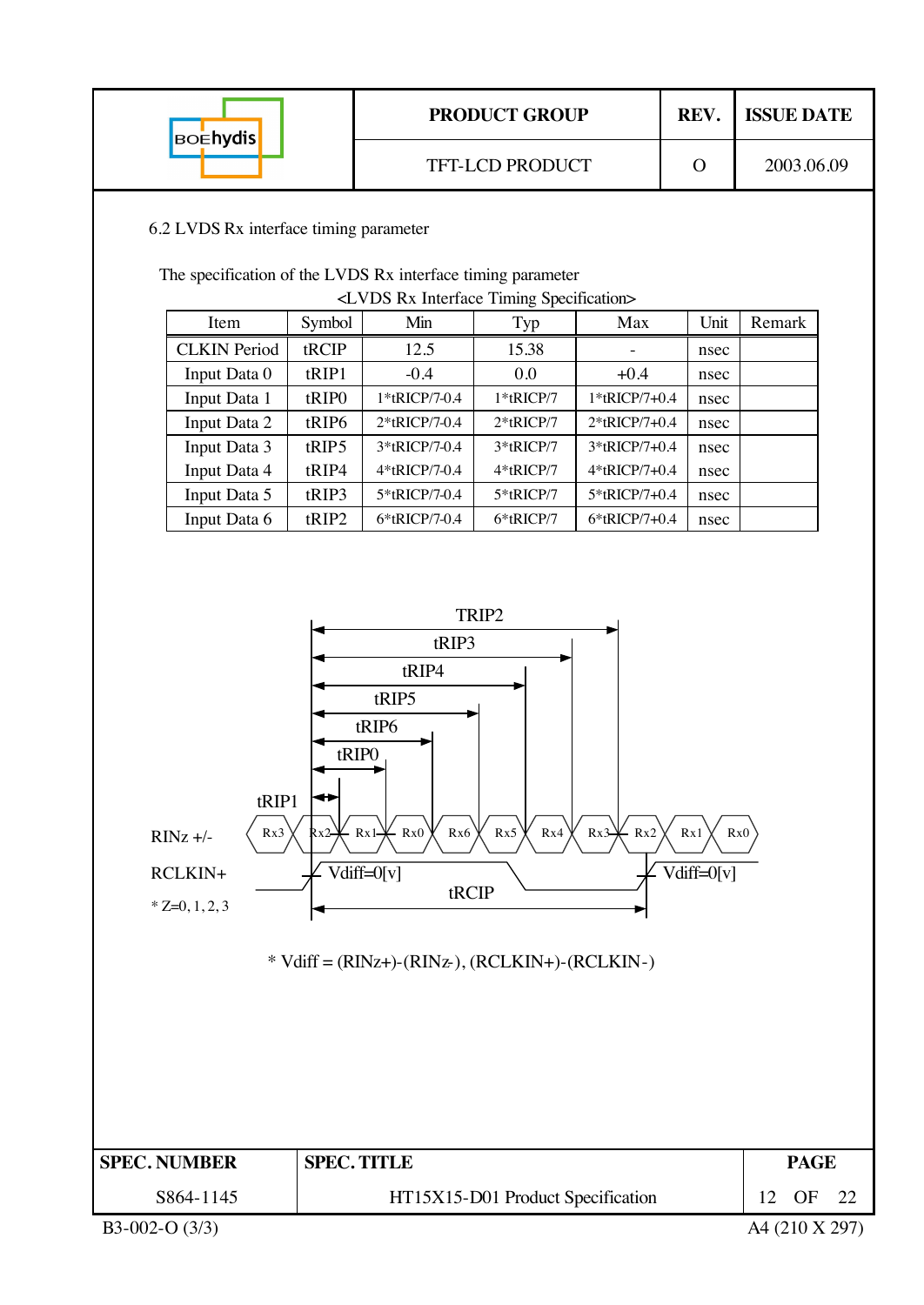## 6.2 LVDS Rx interface timing parameter

The specification of the LVDS Rx interface timing parameter

<LVDS Rx Interface Timing Specification>

| Item | Symbol | Min | Typ | Max | Unit | Remark |
|---|---|---|---|---|---|---|
| CLKIN Period | tRCIP | 12.5 | 15.38 | - | nsec | |
| Input Data 0 | tRIP1 | -0.4 | 0.0 | +0.4 | nsec | |
| Input Data 1 | tRIP0 | 1*tRICP/7-0.4 | 1*tRICP/7 | 1*tRICP/7+0.4 | nsec | |
| Input Data 2 | tRIP6 | 2*tRICP/7-0.4 | 2*tRICP/7 | 2*tRICP/7+0.4 | nsec | |
| Input Data 3 | tRIP5 | 3*tRICP/7-0.4 | 3*tRICP/7 | 3*tRICP/7+0.4 | nsec | |
| Input Data 4 | tRIP4 | 4*tRICP/7-0.4 | 4*tRICP/7 | 4*tRICP/7+0.4 | nsec | |
| Input Data 5 | tRIP3 | 5*tRICP/7-0.4 | 5*tRICP/7 | 5*tRICP/7+0.4 | nsec | |
| Input Data 6 | tRIP2 | 6*tRICP/7-0.4 | 6*tRICP/7 | 6*tRICP/7+0.4 | nsec | |

TRIP2

tRIP3

tRIP4

tRIP5

tRIP6

tRIP0

tRIP1

RINz +/- : Rx3, Rx2, Rx1, Rx0, Rx6, Rx5, Rx4, Rx3, Rx2, Rx1, Rx0

RCLKIN+ : Vdiff=0[v] ... Vdiff=0[v]

tRCIP

* Z=0, 1, 2, 3

* Vdiff = (RINz+)-(RINz-), (RCLKIN+)-(RCLKIN-)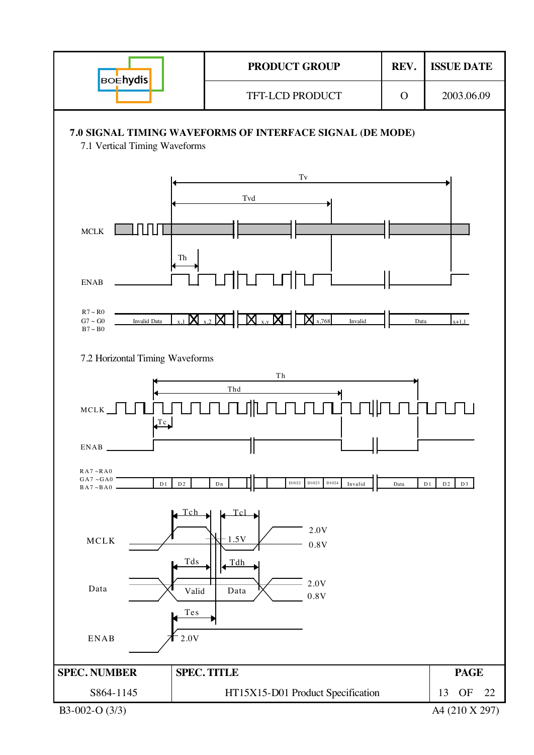## 7.0 SIGNAL TIMING WAVEFORMS OF INTERFACE SIGNAL (DE MODE)

### 7.1 Vertical Timing Waveforms

Tv

Tvd

MCLK

Th

ENAB

R7 ~ R0
G7 ~ G0
B7 ~ B0

Invalid Data | x,1 | x,2 | x,y | x,768 | Invalid | Data | x+1,1

### 7.2 Horizontal Timing Waveforms

Th

Thd

MCLK

Tc

ENAB

RA7 ~RA0
GA7 ~GA0
BA7 ~BA0

D1 | D2 | Dn | D1022 | D1023 | D1024 | Invalid | Data | D1 | D2 | D3

Tch Tcl

MCLK 1.5V 2.0V 0.8V

Tds Tdh

Data Valid Data 2.0V 0.8V

Tes

ENAB 2.0V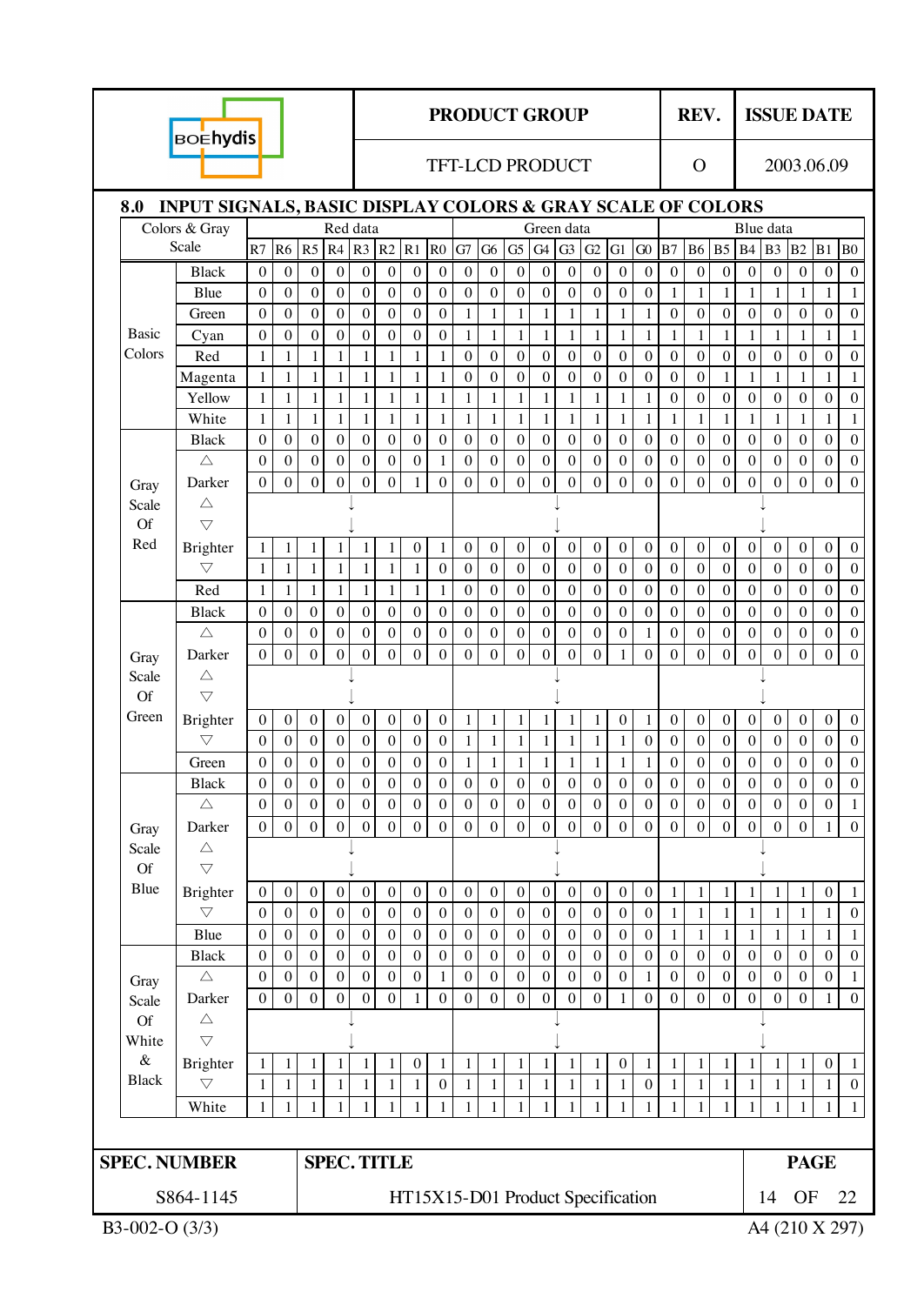## 8.0 INPUT SIGNALS, BASIC DISPLAY COLORS & GRAY SCALE OF COLORS

| Colors & Gray Scale | | Red data | | | | | | | | Green data | | | | | | | | Blue data | | | | | | | |
|---|---|---|---|---|---|---|---|---|---|---|---|---|---|---|---|---|---|---|---|---|---|---|---|---|---|
| | | R7 | R6 | R5 | R4 | R3 | R2 | R1 | R0 | G7 | G6 | G5 | G4 | G3 | G2 | G1 | G0 | B7 | B6 | B5 | B4 | B3 | B2 | B1 | B0 |
| Basic Colors | Black | 0 | 0 | 0 | 0 | 0 | 0 | 0 | 0 | 0 | 0 | 0 | 0 | 0 | 0 | 0 | 0 | 0 | 0 | 0 | 0 | 0 | 0 | 0 | 0 |
| | Blue | 0 | 0 | 0 | 0 | 0 | 0 | 0 | 0 | 0 | 0 | 0 | 0 | 0 | 0 | 0 | 0 | 1 | 1 | 1 | 1 | 1 | 1 | 1 | 1 |
| | Green | 0 | 0 | 0 | 0 | 0 | 0 | 0 | 0 | 1 | 1 | 1 | 1 | 1 | 1 | 1 | 1 | 0 | 0 | 0 | 0 | 0 | 0 | 0 | 0 |
| | Cyan | 0 | 0 | 0 | 0 | 0 | 0 | 0 | 0 | 1 | 1 | 1 | 1 | 1 | 1 | 1 | 1 | 1 | 1 | 1 | 1 | 1 | 1 | 1 | 1 |
| | Red | 1 | 1 | 1 | 1 | 1 | 1 | 1 | 1 | 0 | 0 | 0 | 0 | 0 | 0 | 0 | 0 | 0 | 0 | 0 | 0 | 0 | 0 | 0 | 0 |
| | Magenta | 1 | 1 | 1 | 1 | 1 | 1 | 1 | 1 | 0 | 0 | 0 | 0 | 0 | 0 | 0 | 0 | 0 | 0 | 1 | 1 | 1 | 1 | 1 | 1 |
| | Yellow | 1 | 1 | 1 | 1 | 1 | 1 | 1 | 1 | 1 | 1 | 1 | 1 | 1 | 1 | 1 | 1 | 0 | 0 | 0 | 0 | 0 | 0 | 0 | 0 |
| | White | 1 | 1 | 1 | 1 | 1 | 1 | 1 | 1 | 1 | 1 | 1 | 1 | 1 | 1 | 1 | 1 | 1 | 1 | 1 | 1 | 1 | 1 | 1 | 1 |
| Gray Scale Of Red | Black | 0 | 0 | 0 | 0 | 0 | 0 | 0 | 0 | 0 | 0 | 0 | 0 | 0 | 0 | 0 | 0 | 0 | 0 | 0 | 0 | 0 | 0 | 0 | 0 |
| | △ | 0 | 0 | 0 | 0 | 0 | 0 | 0 | 1 | 0 | 0 | 0 | 0 | 0 | 0 | 0 | 0 | 0 | 0 | 0 | 0 | 0 | 0 | 0 | 0 |
| | Darker | 0 | 0 | 0 | 0 | 0 | 0 | 1 | 0 | 0 | 0 | 0 | 0 | 0 | 0 | 0 | 0 | 0 | 0 | 0 | 0 | 0 | 0 | 0 | 0 |
| | △ | | | | | ↓ | | | | | | | | ↓ | | | | | | | | ↓ | | | |
| | ▽ | | | | | ↓ | | | | | | | | ↓ | | | | | | | | ↓ | | | |
| | Brighter | 1 | 1 | 1 | 1 | 1 | 1 | 0 | 1 | 0 | 0 | 0 | 0 | 0 | 0 | 0 | 0 | 0 | 0 | 0 | 0 | 0 | 0 | 0 | 0 |
| | ▽ | 1 | 1 | 1 | 1 | 1 | 1 | 1 | 0 | 0 | 0 | 0 | 0 | 0 | 0 | 0 | 0 | 0 | 0 | 0 | 0 | 0 | 0 | 0 | 0 |
| | Red | 1 | 1 | 1 | 1 | 1 | 1 | 1 | 1 | 0 | 0 | 0 | 0 | 0 | 0 | 0 | 0 | 0 | 0 | 0 | 0 | 0 | 0 | 0 | 0 |
| Gray Scale Of Green | Black | 0 | 0 | 0 | 0 | 0 | 0 | 0 | 0 | 0 | 0 | 0 | 0 | 0 | 0 | 0 | 0 | 0 | 0 | 0 | 0 | 0 | 0 | 0 | 0 |
| | △ | 0 | 0 | 0 | 0 | 0 | 0 | 0 | 0 | 0 | 0 | 0 | 0 | 0 | 0 | 0 | 1 | 0 | 0 | 0 | 0 | 0 | 0 | 0 | 0 |
| | Darker | 0 | 0 | 0 | 0 | 0 | 0 | 0 | 0 | 0 | 0 | 0 | 0 | 0 | 0 | 1 | 0 | 0 | 0 | 0 | 0 | 0 | 0 | 0 | 0 |
| | △ | | | | | ↓ | | | | | | | | ↓ | | | | | | | | ↓ | | | |
| | ▽ | | | | | ↓ | | | | | | | | ↓ | | | | | | | | ↓ | | | |
| | Brighter | 0 | 0 | 0 | 0 | 0 | 0 | 0 | 0 | 1 | 1 | 1 | 1 | 1 | 1 | 0 | 1 | 0 | 0 | 0 | 0 | 0 | 0 | 0 | 0 |
| | ▽ | 0 | 0 | 0 | 0 | 0 | 0 | 0 | 0 | 1 | 1 | 1 | 1 | 1 | 1 | 1 | 0 | 0 | 0 | 0 | 0 | 0 | 0 | 0 | 0 |
| | Green | 0 | 0 | 0 | 0 | 0 | 0 | 0 | 0 | 1 | 1 | 1 | 1 | 1 | 1 | 1 | 1 | 0 | 0 | 0 | 0 | 0 | 0 | 0 | 0 |
| Gray Scale Of Blue | Black | 0 | 0 | 0 | 0 | 0 | 0 | 0 | 0 | 0 | 0 | 0 | 0 | 0 | 0 | 0 | 0 | 0 | 0 | 0 | 0 | 0 | 0 | 0 | 0 |
| | △ | 0 | 0 | 0 | 0 | 0 | 0 | 0 | 0 | 0 | 0 | 0 | 0 | 0 | 0 | 0 | 0 | 0 | 0 | 0 | 0 | 0 | 0 | 0 | 1 |
| | Darker | 0 | 0 | 0 | 0 | 0 | 0 | 0 | 0 | 0 | 0 | 0 | 0 | 0 | 0 | 0 | 0 | 0 | 0 | 0 | 0 | 0 | 0 | 1 | 0 |
| | △ | | | | | ↓ | | | | | | | | ↓ | | | | | | | | ↓ | | | |
| | ▽ | | | | | ↓ | | | | | | | | ↓ | | | | | | | | ↓ | | | |
| | Brighter | 0 | 0 | 0 | 0 | 0 | 0 | 0 | 0 | 0 | 0 | 0 | 0 | 0 | 0 | 0 | 0 | 1 | 1 | 1 | 1 | 1 | 1 | 0 | 1 |
| | ▽ | 0 | 0 | 0 | 0 | 0 | 0 | 0 | 0 | 0 | 0 | 0 | 0 | 0 | 0 | 0 | 0 | 1 | 1 | 1 | 1 | 1 | 1 | 1 | 0 |
| | Blue | 0 | 0 | 0 | 0 | 0 | 0 | 0 | 0 | 0 | 0 | 0 | 0 | 0 | 0 | 0 | 0 | 1 | 1 | 1 | 1 | 1 | 1 | 1 | 1 |
| Gray Scale Of White & Black | Black | 0 | 0 | 0 | 0 | 0 | 0 | 0 | 0 | 0 | 0 | 0 | 0 | 0 | 0 | 0 | 0 | 0 | 0 | 0 | 0 | 0 | 0 | 0 | 0 |
| | △ | 0 | 0 | 0 | 0 | 0 | 0 | 0 | 1 | 0 | 0 | 0 | 0 | 0 | 0 | 0 | 1 | 0 | 0 | 0 | 0 | 0 | 0 | 0 | 1 |
| | Darker | 0 | 0 | 0 | 0 | 0 | 0 | 1 | 0 | 0 | 0 | 0 | 0 | 0 | 0 | 1 | 0 | 0 | 0 | 0 | 0 | 0 | 0 | 1 | 0 |
| | △ | | | | | ↓ | | | | | | | | ↓ | | | | | | | | ↓ | | | |
| | ▽ | | | | | ↓ | | | | | | | | ↓ | | | | | | | | ↓ | | | |
| | Brighter | 1 | 1 | 1 | 1 | 1 | 1 | 0 | 1 | 1 | 1 | 1 | 1 | 1 | 1 | 0 | 1 | 1 | 1 | 1 | 1 | 1 | 1 | 0 | 1 |
| | ▽ | 1 | 1 | 1 | 1 | 1 | 1 | 1 | 0 | 1 | 1 | 1 | 1 | 1 | 1 | 1 | 0 | 1 | 1 | 1 | 1 | 1 | 1 | 1 | 0 |
| | White | 1 | 1 | 1 | 1 | 1 | 1 | 1 | 1 | 1 | 1 | 1 | 1 | 1 | 1 | 1 | 1 | 1 | 1 | 1 | 1 | 1 | 1 | 1 | 1 |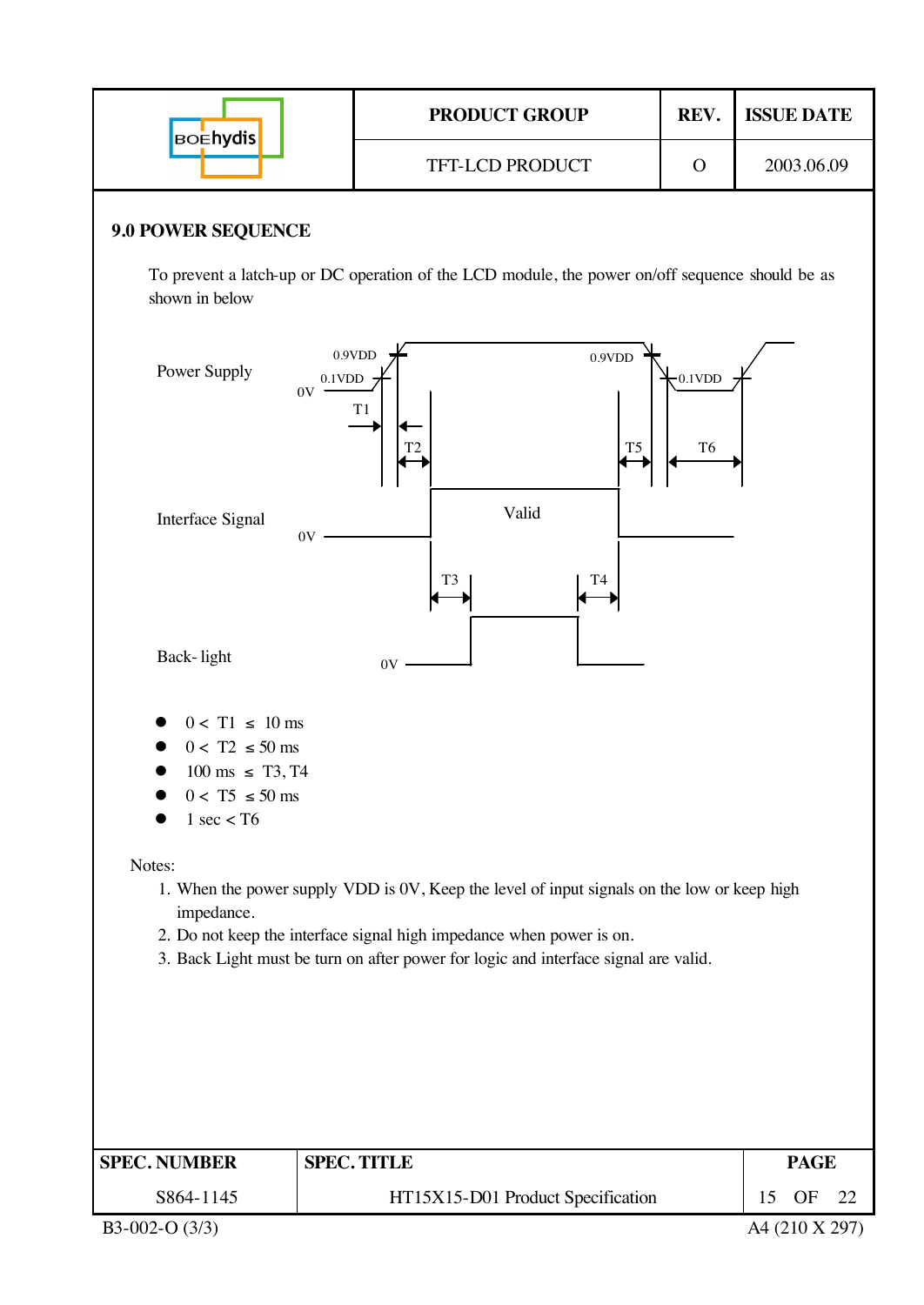## 9.0 POWER SEQUENCE

To prevent a latch-up or DC operation of the LCD module, the power on/off sequence should be as shown in below

- 0 < T1 ≤ 10 ms
- 0 < T2 ≤ 50 ms
- 100 ms ≤ T3, T4
- 0 < T5 ≤ 50 ms
- 1 sec < T6

Notes:

1. When the power supply VDD is 0V, Keep the level of input signals on the low or keep high impedance.
2. Do not keep the interface signal high impedance when power is on.
3. Back Light must be turn on after power for logic and interface signal are valid.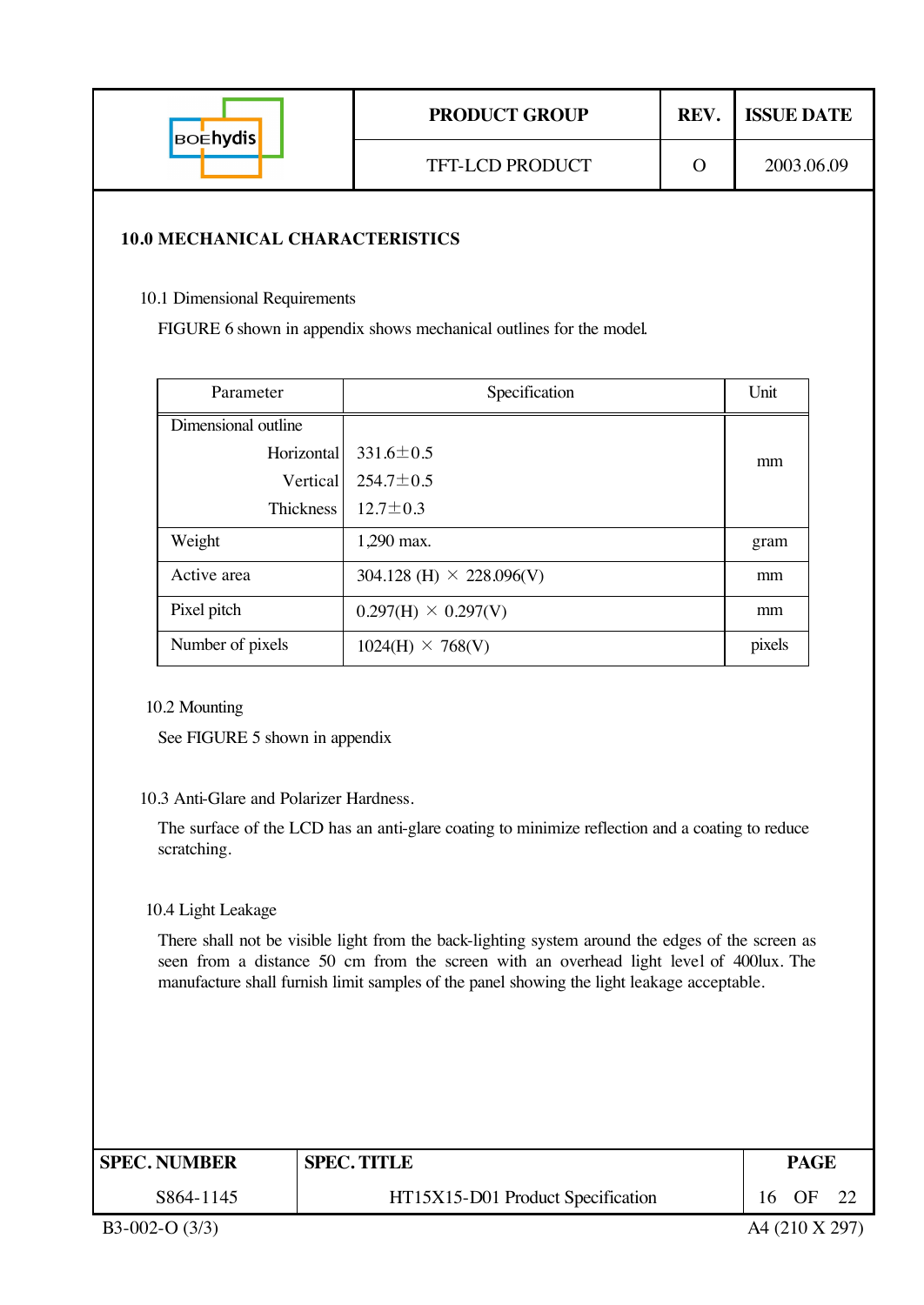## 10.0 MECHANICAL CHARACTERISTICS

### 10.1 Dimensional Requirements

FIGURE 6 shown in appendix shows mechanical outlines for the model.

| Parameter | Specification | Unit |
|---|---|---|
| Dimensional outline<br>Horizontal<br>Vertical<br>Thickness | <br>331.6±0.5<br>254.7±0.5<br>12.7±0.3 | mm |
| Weight | 1,290 max. | gram |
| Active area | 304.128 (H) × 228.096(V) | mm |
| Pixel pitch | 0.297(H) × 0.297(V) | mm |
| Number of pixels | 1024(H) × 768(V) | pixels |

### 10.2 Mounting

See FIGURE 5 shown in appendix

### 10.3 Anti-Glare and Polarizer Hardness.

The surface of the LCD has an anti-glare coating to minimize reflection and a coating to reduce scratching.

### 10.4 Light Leakage

There shall not be visible light from the back-lighting system around the edges of the screen as seen from a distance 50 cm from the screen with an overhead light level of 400lux. The manufacture shall furnish limit samples of the panel showing the light leakage acceptable.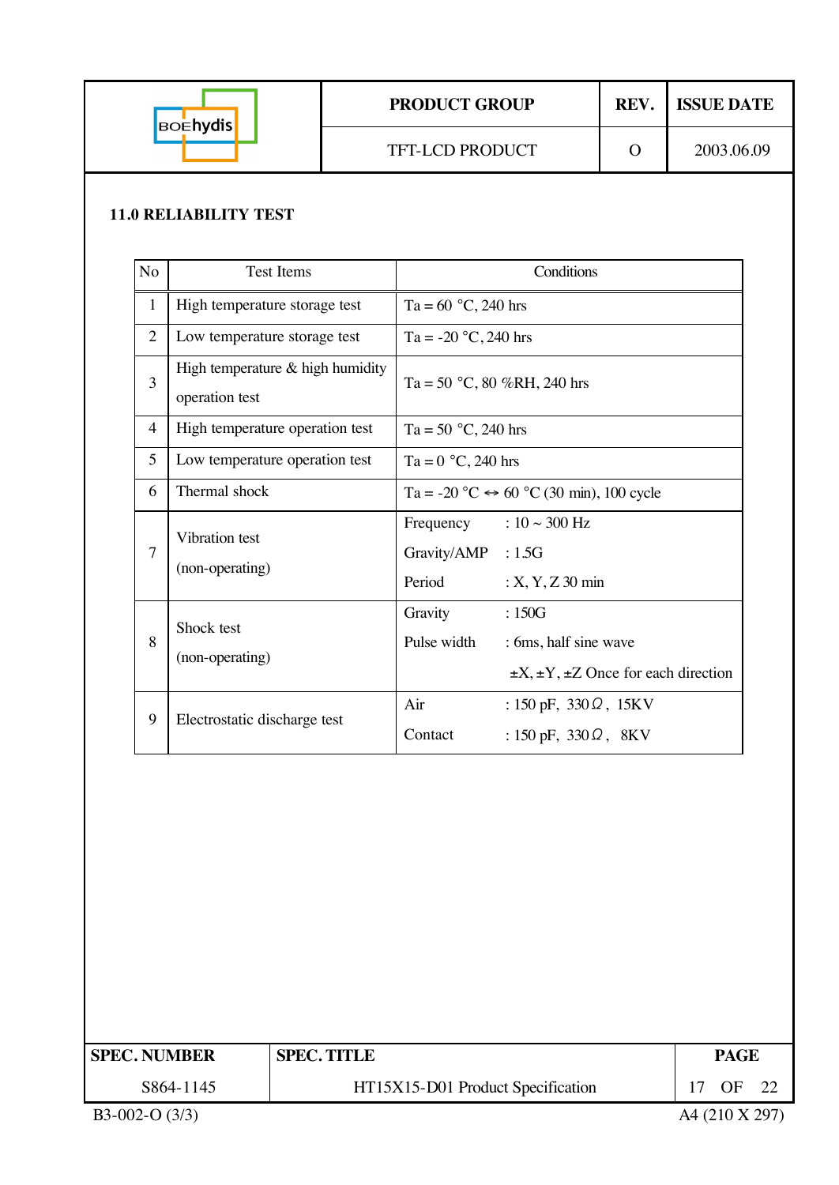## 11.0 RELIABILITY TEST

| No | Test Items | Conditions |
|---|---|---|
| 1 | High temperature storage test | Ta = 60 °C, 240 hrs |
| 2 | Low temperature storage test | Ta = -20 °C, 240 hrs |
| 3 | High temperature & high humidity operation test | Ta = 50 °C, 80 %RH, 240 hrs |
| 4 | High temperature operation test | Ta = 50 °C, 240 hrs |
| 5 | Low temperature operation test | Ta = 0 °C, 240 hrs |
| 6 | Thermal shock | Ta = -20 °C ↔ 60 °C (30 min), 100 cycle |
| 7 | Vibration test (non-operating) | Frequency : 10 ~ 300 Hz<br>Gravity/AMP : 1.5G<br>Period : X, Y, Z 30 min |
| 8 | Shock test (non-operating) | Gravity : 150G<br>Pulse width : 6ms, half sine wave<br>±X, ±Y, ±Z Once for each direction |
| 9 | Electrostatic discharge test | Air : 150 pF, 330Ω, 15KV<br>Contact : 150 pF, 330Ω, 8KV |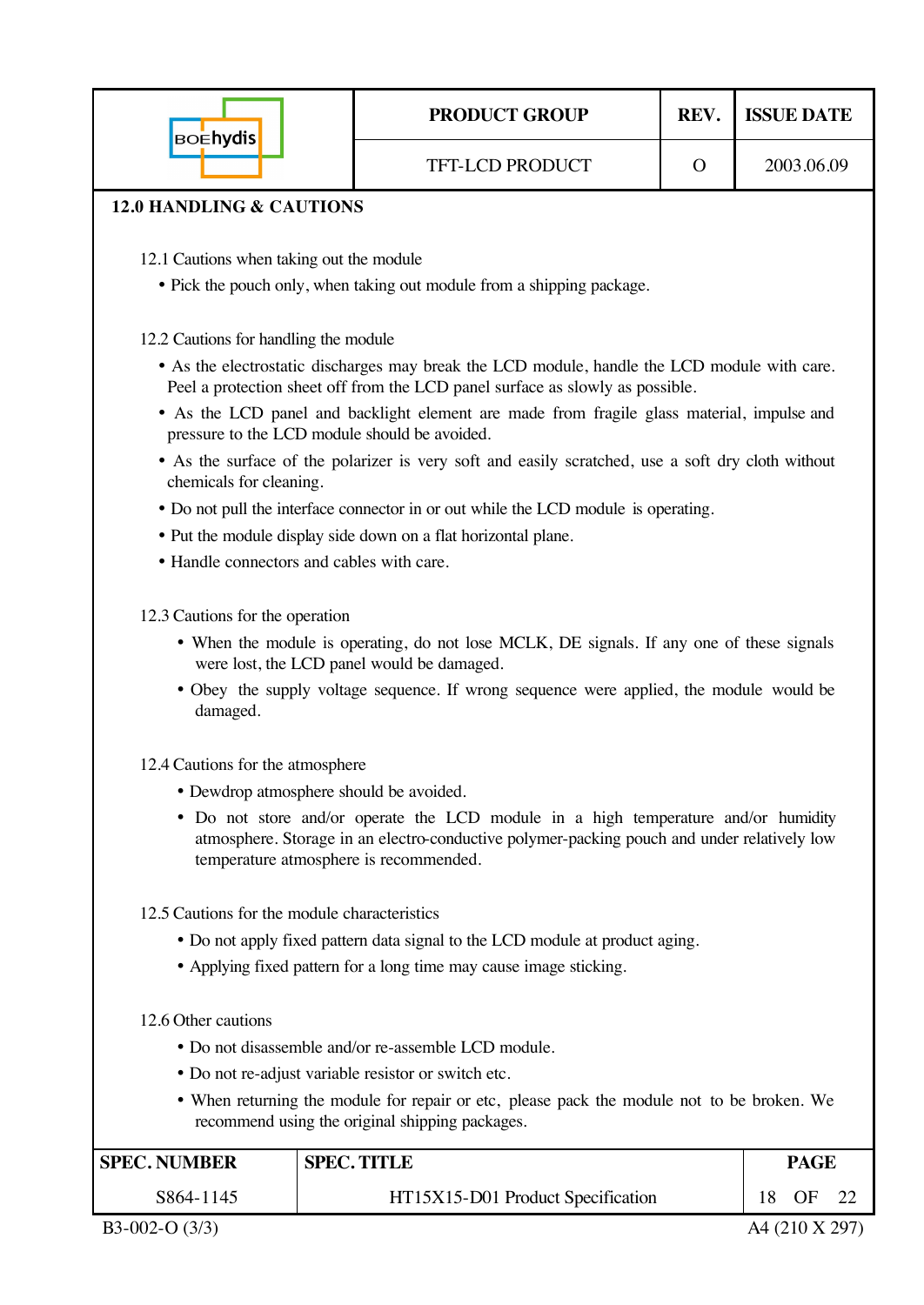## 12.0 HANDLING & CAUTIONS

### 12.1 Cautions when taking out the module

- Pick the pouch only, when taking out module from a shipping package.

### 12.2 Cautions for handling the module

- As the electrostatic discharges may break the LCD module, handle the LCD module with care. Peel a protection sheet off from the LCD panel surface as slowly as possible.
- As the LCD panel and backlight element are made from fragile glass material, impulse and pressure to the LCD module should be avoided.
- As the surface of the polarizer is very soft and easily scratched, use a soft dry cloth without chemicals for cleaning.
- Do not pull the interface connector in or out while the LCD module is operating.
- Put the module display side down on a flat horizontal plane.
- Handle connectors and cables with care.

### 12.3 Cautions for the operation

- When the module is operating, do not lose MCLK, DE signals. If any one of these signals were lost, the LCD panel would be damaged.
- Obey the supply voltage sequence. If wrong sequence were applied, the module would be damaged.

### 12.4 Cautions for the atmosphere

- Dewdrop atmosphere should be avoided.
- Do not store and/or operate the LCD module in a high temperature and/or humidity atmosphere. Storage in an electro-conductive polymer-packing pouch and under relatively low temperature atmosphere is recommended.

### 12.5 Cautions for the module characteristics

- Do not apply fixed pattern data signal to the LCD module at product aging.
- Applying fixed pattern for a long time may cause image sticking.

### 12.6 Other cautions

- Do not disassemble and/or re-assemble LCD module.
- Do not re-adjust variable resistor or switch etc.
- When returning the module for repair or etc, please pack the module not to be broken. We recommend using the original shipping packages.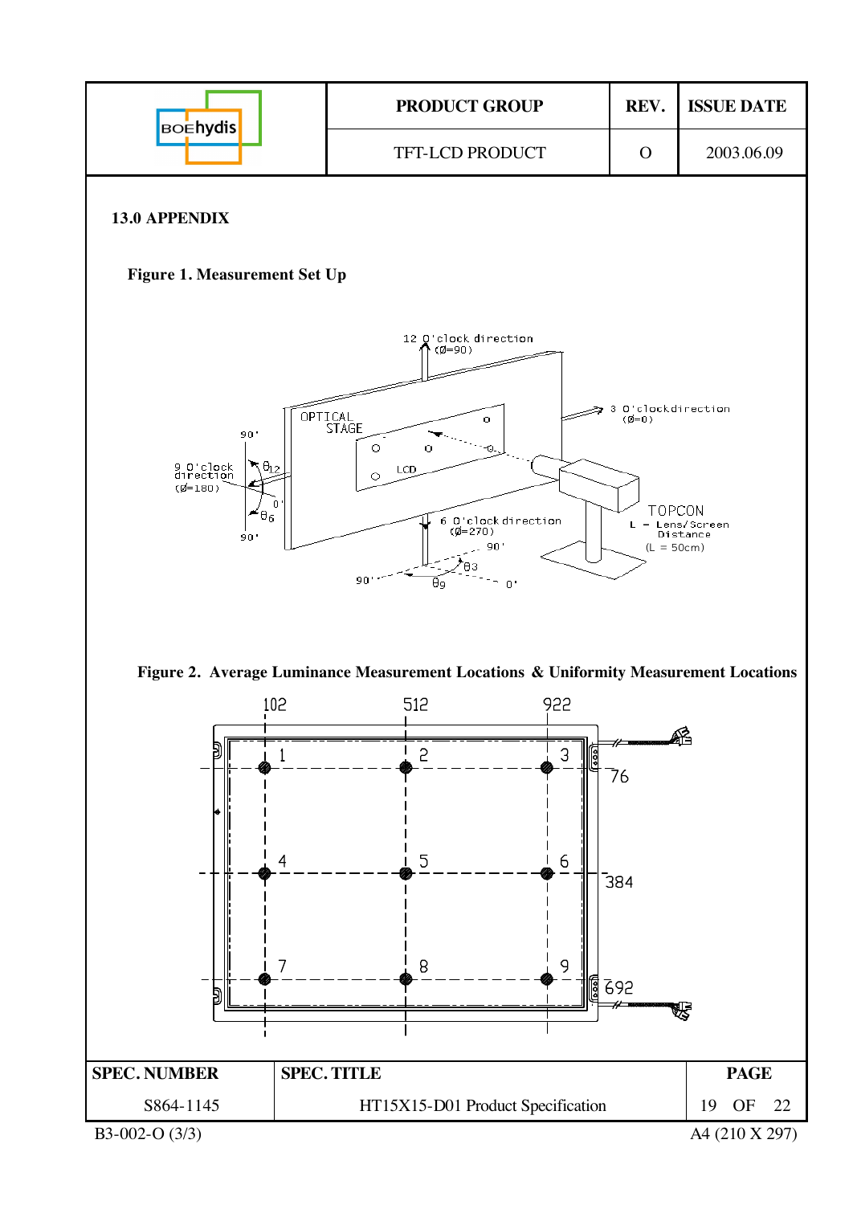## 13.0 APPENDIX

### Figure 1. Measurement Set Up

12 O'clock direction ($\phi$=90)

3 O'clock direction ($\phi$=0)

9 O'clock direction ($\phi$=180)

6 O'clock direction ($\phi$=270)

OPTICAL STAGE

LCD

TOPCON

L – Lens/Screen Distance (L = 50cm)

$\theta_{12}$, $\theta_6$, $\theta_3$, $\theta_9$

### Figure 2. Average Luminance Measurement Locations & Uniformity Measurement Locations

102, 512, 922

76, 384, 692

1, 2, 3, 4, 5, 6, 7, 8, 9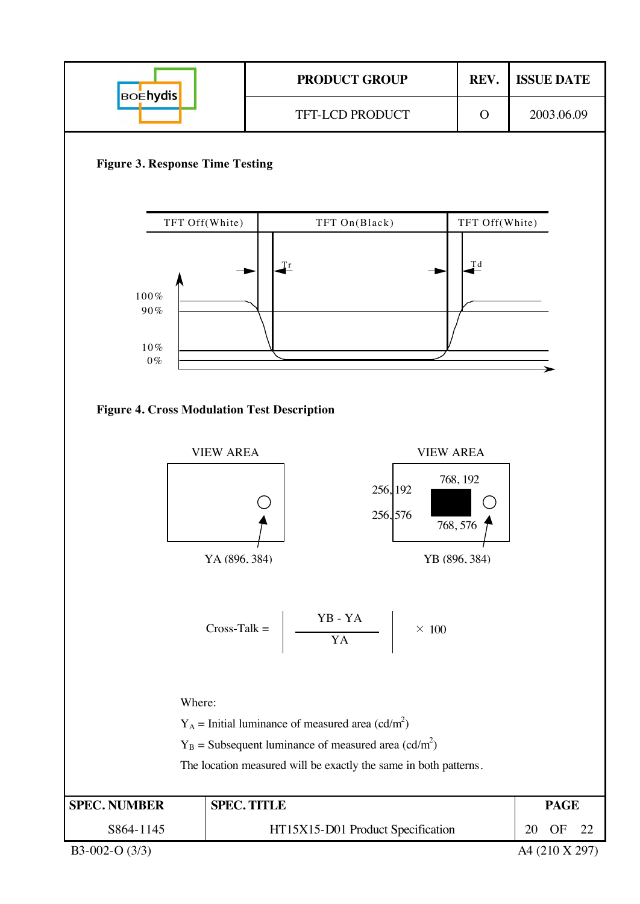**Figure 3. Response Time Testing**

TFT Off(White) | TFT On(Black) | TFT Off(White)

Tr | Td

100%
90%
10%
0%

**Figure 4. Cross Modulation Test Description**

VIEW AREA | VIEW AREA

YA (896, 384) | 256, 192 | 768, 192 | 256, 576 | 768, 576 | YB (896, 384)

$$\text{Cross-Talk} = \left| \frac{YB - YA}{YA} \right| \times 100$$

Where:

$Y_A$ = Initial luminance of measured area (cd/$m^2$)

$Y_B$ = Subsequent luminance of measured area (cd/$m^2$)

The location measured will be exactly the same in both patterns.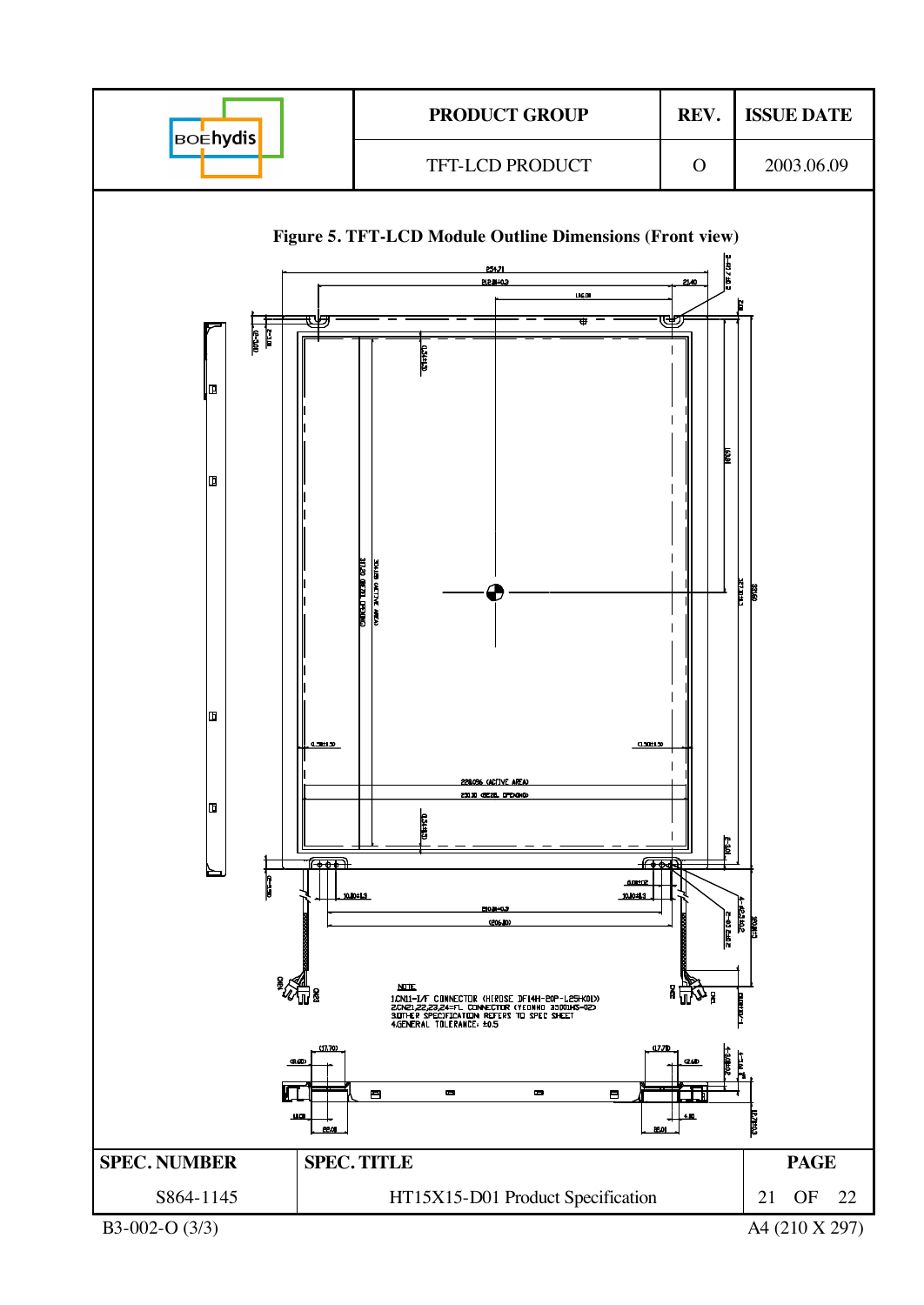**Figure 5. TFT-LCD Module Outline Dimensions (Front view)**

NOTE

1.CN1-I/F CONNECTOR (HIROSE DF14H-20P-1.25H(01))
2.CN21,22,23,24=FL CONNECTOR (YEONHO 35001HS-02)
3.OTHER SPECIFICATION REFERS TO SPEC SHEET
4.GENERAL TOLERANCE: ±0.5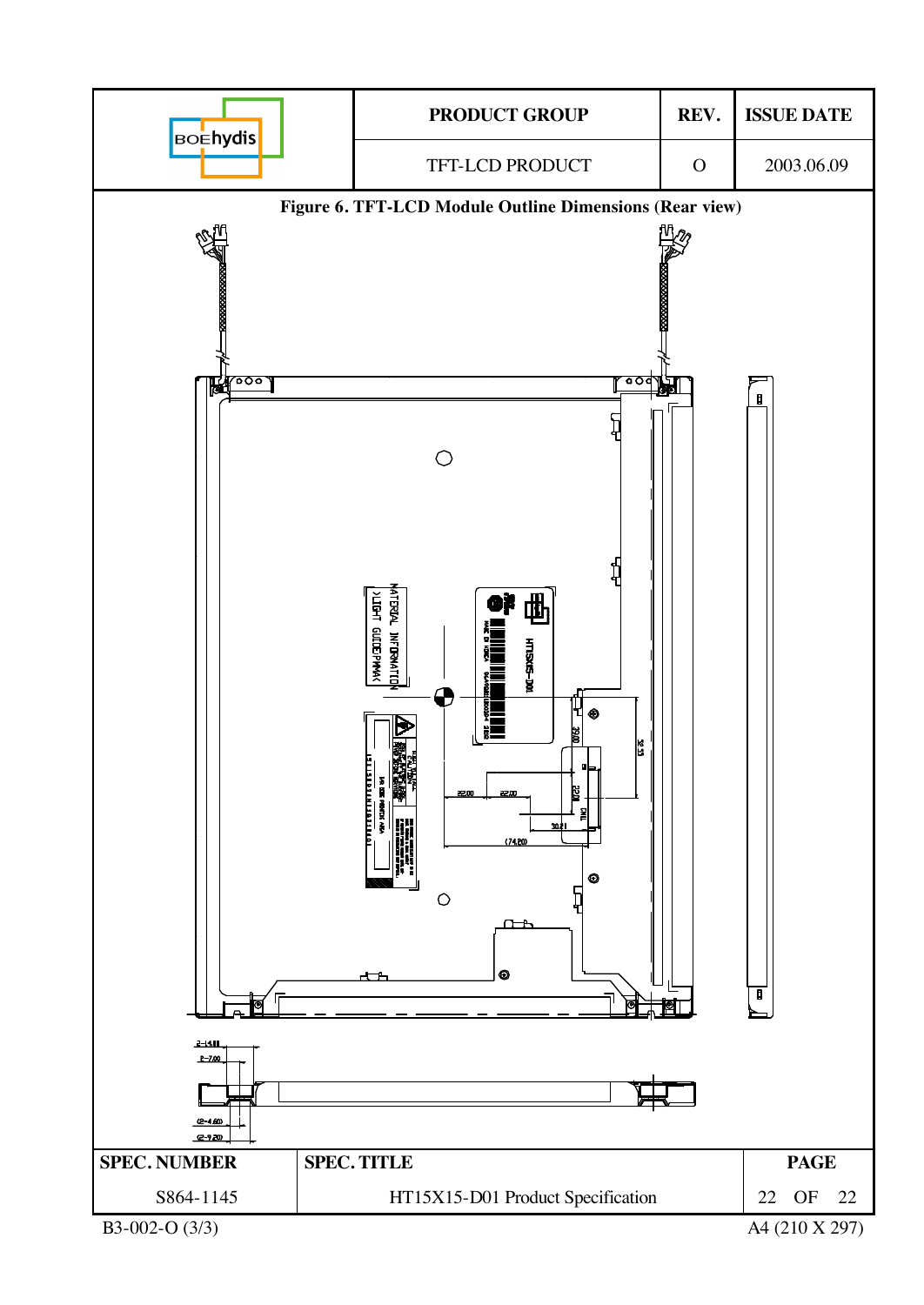**Figure 6. TFT-LCD Module Outline Dimensions (Rear view)**

MATERIAL INFORMATION
>LIGHT GUIDE:PMMA<

HT15X15-D01

MADE IN KOREA

39.00

52.55

22.00

22.00

22.00

30.21

(74.20)

2-14.00

2-7.00

(2-4.60)

(2-9.20)